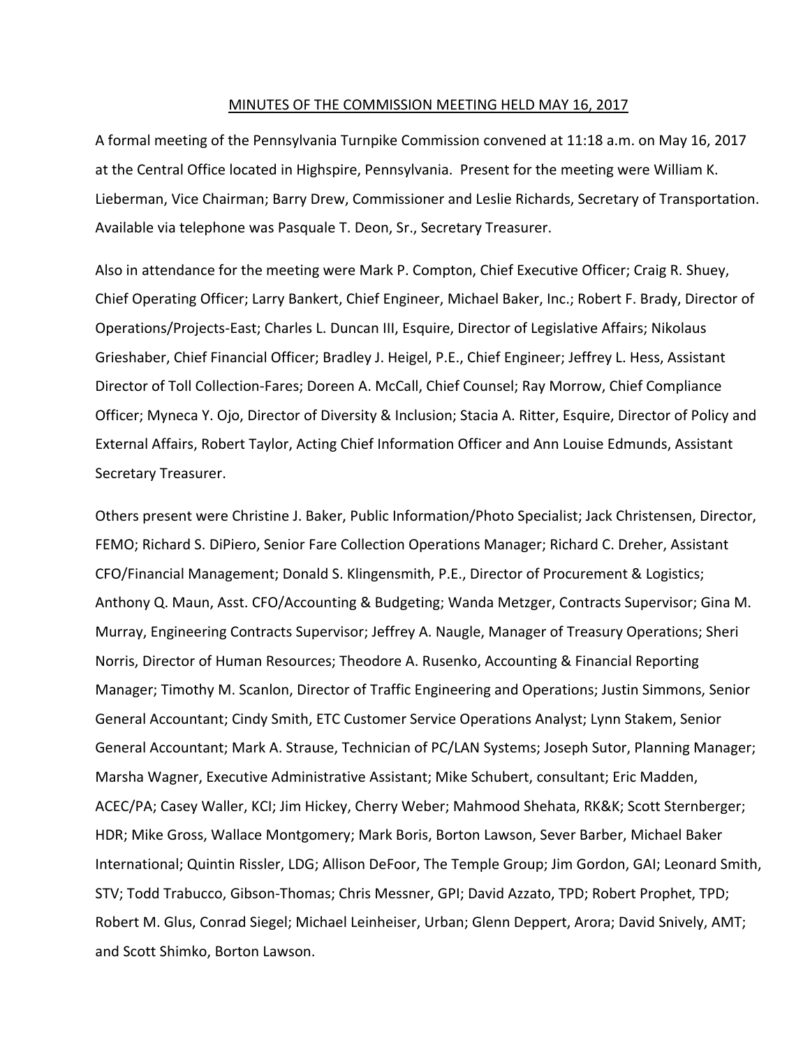MINUTES OF THE COMMISSION MEETING HELD MAY 16, 2017

A formal meeting of the Pennsylvania Turnpike Commission convened at 11:18 a.m. on May 16, 2017 at the Central Office located in Highspire, Pennsylvania. Present for the meeting were William K. Lieberman, Vice Chairman; Barry Drew, Commissioner and Leslie Richards, Secretary of Transportation. Available via telephone was Pasquale T. Deon, Sr., Secretary Treasurer.

Also in attendance for the meeting were Mark P. Compton, Chief Executive Officer; Craig R. Shuey, Chief Operating Officer; Larry Bankert, Chief Engineer, Michael Baker, Inc.; Robert F. Brady, Director of Operations/Projects-East; Charles L. Duncan III, Esquire, Director of Legislative Affairs; Nikolaus Grieshaber, Chief Financial Officer; Bradley J. Heigel, P.E., Chief Engineer; Jeffrey L. Hess, Assistant Director of Toll Collection-Fares; Doreen A. McCall, Chief Counsel; Ray Morrow, Chief Compliance Officer; Myneca Y. Ojo, Director of Diversity & Inclusion; Stacia A. Ritter, Esquire, Director of Policy and External Affairs, Robert Taylor, Acting Chief Information Officer and Ann Louise Edmunds, Assistant Secretary Treasurer.

Others present were Christine J. Baker, Public Information/Photo Specialist; Jack Christensen, Director, FEMO; Richard S. DiPiero, Senior Fare Collection Operations Manager; Richard C. Dreher, Assistant CFO/Financial Management; Donald S. Klingensmith, P.E., Director of Procurement & Logistics; Anthony Q. Maun, Asst. CFO/Accounting & Budgeting; Wanda Metzger, Contracts Supervisor; Gina M. Murray, Engineering Contracts Supervisor; Jeffrey A. Naugle, Manager of Treasury Operations; Sheri Norris, Director of Human Resources; Theodore A. Rusenko, Accounting & Financial Reporting Manager; Timothy M. Scanlon, Director of Traffic Engineering and Operations; Justin Simmons, Senior General Accountant; Cindy Smith, ETC Customer Service Operations Analyst; Lynn Stakem, Senior General Accountant; Mark A. Strause, Technician of PC/LAN Systems; Joseph Sutor, Planning Manager; Marsha Wagner, Executive Administrative Assistant; Mike Schubert, consultant; Eric Madden, ACEC/PA; Casey Waller, KCI; Jim Hickey, Cherry Weber; Mahmood Shehata, RK&K; Scott Sternberger; HDR; Mike Gross, Wallace Montgomery; Mark Boris, Borton Lawson, Sever Barber, Michael Baker International; Quintin Rissler, LDG; Allison DeFoor, The Temple Group; Jim Gordon, GAI; Leonard Smith, STV; Todd Trabucco, Gibson-Thomas; Chris Messner, GPI; David Azzato, TPD; Robert Prophet, TPD; Robert M. Glus, Conrad Siegel; Michael Leinheiser, Urban; Glenn Deppert, Arora; David Snively, AMT; and Scott Shimko, Borton Lawson.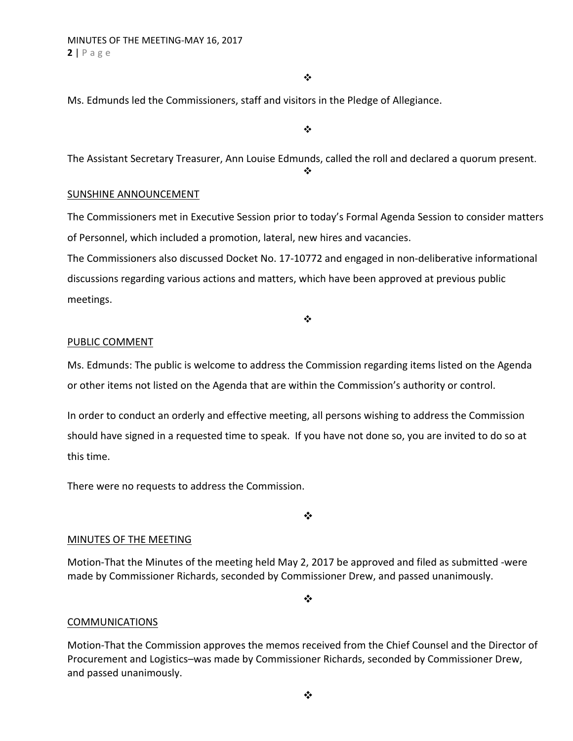❖

Ms. Edmunds led the Commissioners, staff and visitors in the Pledge of Allegiance.

❖

The Assistant Secretary Treasurer, Ann Louise Edmunds, called the roll and declared a quorum present.

❖

SUNSHINE ANNOUNCEMENT

The Commissioners met in Executive Session prior to today's Formal Agenda Session to consider matters of Personnel, which included a promotion, lateral, new hires and vacancies.

The Commissioners also discussed Docket No. 17-10772 and engaged in non-deliberative informational discussions regarding various actions and matters, which have been approved at previous public meetings.

❖

PUBLIC COMMENT

Ms. Edmunds: The public is welcome to address the Commission regarding items listed on the Agenda or other items not listed on the Agenda that are within the Commission's authority or control.

In order to conduct an orderly and effective meeting, all persons wishing to address the Commission should have signed in a requested time to speak. If you have not done so, you are invited to do so at this time.

There were no requests to address the Commission.

❖

MINUTES OF THE MEETING

Motion-That the Minutes of the meeting held May 2, 2017 be approved and filed as submitted -were made by Commissioner Richards, seconded by Commissioner Drew, and passed unanimously.

❖

COMMUNICATIONS

Motion-That the Commission approves the memos received from the Chief Counsel and the Director of Procurement and Logistics–was made by Commissioner Richards, seconded by Commissioner Drew, and passed unanimously.

❖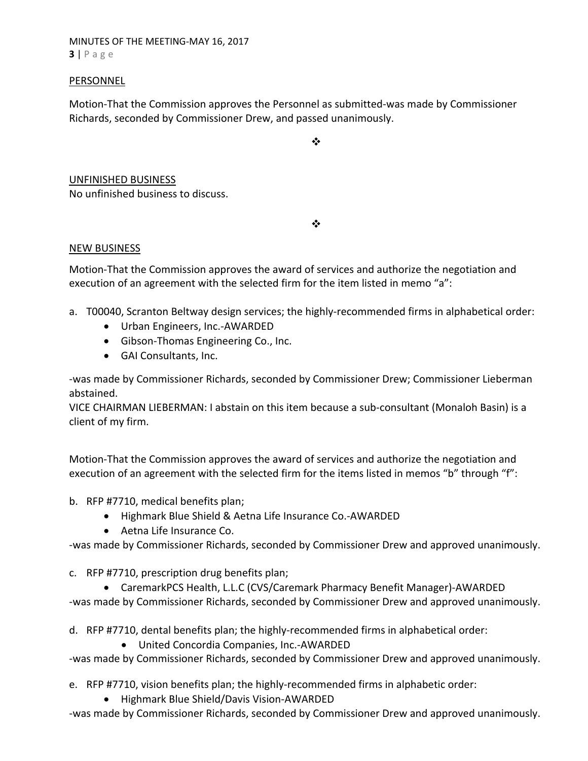## PERSONNEL

Motion-That the Commission approves the Personnel as submitted-was made by Commissioner Richards, seconded by Commissioner Drew, and passed unanimously.

❖

## UNFINISHED BUSINESS

No unfinished business to discuss.

❖

## NEW BUSINESS

Motion-That the Commission approves the award of services and authorize the negotiation and execution of an agreement with the selected firm for the item listed in memo "a":

a. T00040, Scranton Beltway design services; the highly-recommended firms in alphabetical order:
   - Urban Engineers, Inc.-AWARDED
   - Gibson-Thomas Engineering Co., Inc.
   - GAI Consultants, Inc.

-was made by Commissioner Richards, seconded by Commissioner Drew; Commissioner Lieberman abstained.
VICE CHAIRMAN LIEBERMAN: I abstain on this item because a sub-consultant (Monaloh Basin) is a client of my firm.

Motion-That the Commission approves the award of services and authorize the negotiation and execution of an agreement with the selected firm for the items listed in memos "b" through "f":

b. RFP #7710, medical benefits plan;
   - Highmark Blue Shield & Aetna Life Insurance Co.-AWARDED
   - Aetna Life Insurance Co.

-was made by Commissioner Richards, seconded by Commissioner Drew and approved unanimously.

c. RFP #7710, prescription drug benefits plan;
   - CaremarkPCS Health, L.L.C (CVS/Caremark Pharmacy Benefit Manager)-AWARDED

-was made by Commissioner Richards, seconded by Commissioner Drew and approved unanimously.

d. RFP #7710, dental benefits plan; the highly-recommended firms in alphabetical order:
   - United Concordia Companies, Inc.-AWARDED

-was made by Commissioner Richards, seconded by Commissioner Drew and approved unanimously.

e. RFP #7710, vision benefits plan; the highly-recommended firms in alphabetic order:
   - Highmark Blue Shield/Davis Vision-AWARDED

-was made by Commissioner Richards, seconded by Commissioner Drew and approved unanimously.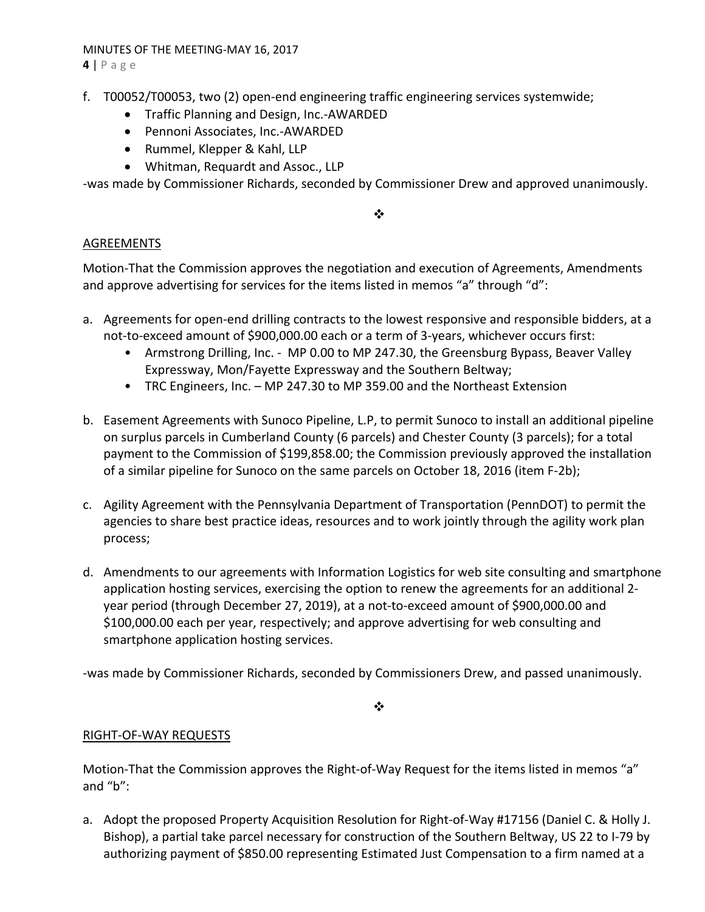f. T00052/T00053, two (2) open-end engineering traffic engineering services systemwide;
    - Traffic Planning and Design, Inc.-AWARDED
    - Pennoni Associates, Inc.-AWARDED
    - Rummel, Klepper & Kahl, LLP
    - Whitman, Requardt and Assoc., LLP

-was made by Commissioner Richards, seconded by Commissioner Drew and approved unanimously.

❖

AGREEMENTS

Motion-That the Commission approves the negotiation and execution of Agreements, Amendments and approve advertising for services for the items listed in memos "a" through "d":

a. Agreements for open-end drilling contracts to the lowest responsive and responsible bidders, at a not-to-exceed amount of $900,000.00 each or a term of 3-years, whichever occurs first:
    - Armstrong Drilling, Inc. - MP 0.00 to MP 247.30, the Greensburg Bypass, Beaver Valley Expressway, Mon/Fayette Expressway and the Southern Beltway;
    - TRC Engineers, Inc. – MP 247.30 to MP 359.00 and the Northeast Extension

b. Easement Agreements with Sunoco Pipeline, L.P, to permit Sunoco to install an additional pipeline on surplus parcels in Cumberland County (6 parcels) and Chester County (3 parcels); for a total payment to the Commission of $199,858.00; the Commission previously approved the installation of a similar pipeline for Sunoco on the same parcels on October 18, 2016 (item F-2b);

c. Agility Agreement with the Pennsylvania Department of Transportation (PennDOT) to permit the agencies to share best practice ideas, resources and to work jointly through the agility work plan process;

d. Amendments to our agreements with Information Logistics for web site consulting and smartphone application hosting services, exercising the option to renew the agreements for an additional 2-year period (through December 27, 2019), at a not-to-exceed amount of $900,000.00 and $100,000.00 each per year, respectively; and approve advertising for web consulting and smartphone application hosting services.

-was made by Commissioner Richards, seconded by Commissioners Drew, and passed unanimously.

❖

RIGHT-OF-WAY REQUESTS

Motion-That the Commission approves the Right-of-Way Request for the items listed in memos "a" and "b":

a. Adopt the proposed Property Acquisition Resolution for Right-of-Way #17156 (Daniel C. & Holly J. Bishop), a partial take parcel necessary for construction of the Southern Beltway, US 22 to I-79 by authorizing payment of $850.00 representing Estimated Just Compensation to a firm named at a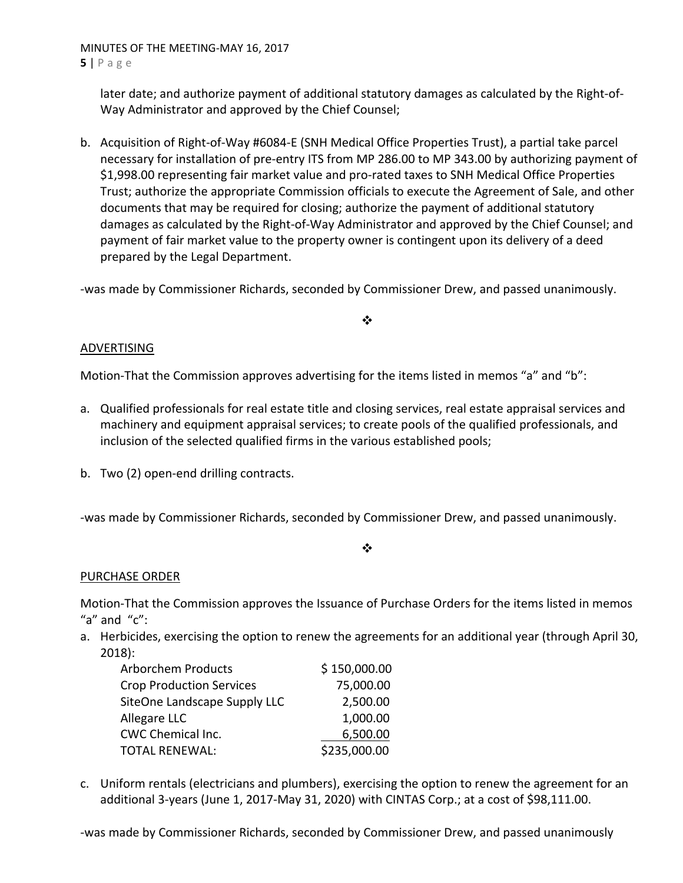later date; and authorize payment of additional statutory damages as calculated by the Right-of-Way Administrator and approved by the Chief Counsel;

b. Acquisition of Right-of-Way #6084-E (SNH Medical Office Properties Trust), a partial take parcel necessary for installation of pre-entry ITS from MP 286.00 to MP 343.00 by authorizing payment of $1,998.00 representing fair market value and pro-rated taxes to SNH Medical Office Properties Trust; authorize the appropriate Commission officials to execute the Agreement of Sale, and other documents that may be required for closing; authorize the payment of additional statutory damages as calculated by the Right-of-Way Administrator and approved by the Chief Counsel; and payment of fair market value to the property owner is contingent upon its delivery of a deed prepared by the Legal Department.

-was made by Commissioner Richards, seconded by Commissioner Drew, and passed unanimously.

❖

ADVERTISING

Motion-That the Commission approves advertising for the items listed in memos "a" and "b":

a. Qualified professionals for real estate title and closing services, real estate appraisal services and machinery and equipment appraisal services; to create pools of the qualified professionals, and inclusion of the selected qualified firms in the various established pools;

b. Two (2) open-end drilling contracts.

-was made by Commissioner Richards, seconded by Commissioner Drew, and passed unanimously.

❖

PURCHASE ORDER

Motion-That the Commission approves the Issuance of Purchase Orders for the items listed in memos "a" and "c":

a. Herbicides, exercising the option to renew the agreements for an additional year (through April 30, 2018):

| | |
|---|---|
| Arborchem Products | $ 150,000.00 |
| Crop Production Services | 75,000.00 |
| SiteOne Landscape Supply LLC | 2,500.00 |
| Allegare LLC | 1,000.00 |
| CWC Chemical Inc. | 6,500.00 |
| TOTAL RENEWAL: | $235,000.00 |

c. Uniform rentals (electricians and plumbers), exercising the option to renew the agreement for an additional 3-years (June 1, 2017-May 31, 2020) with CINTAS Corp.; at a cost of $98,111.00.

-was made by Commissioner Richards, seconded by Commissioner Drew, and passed unanimously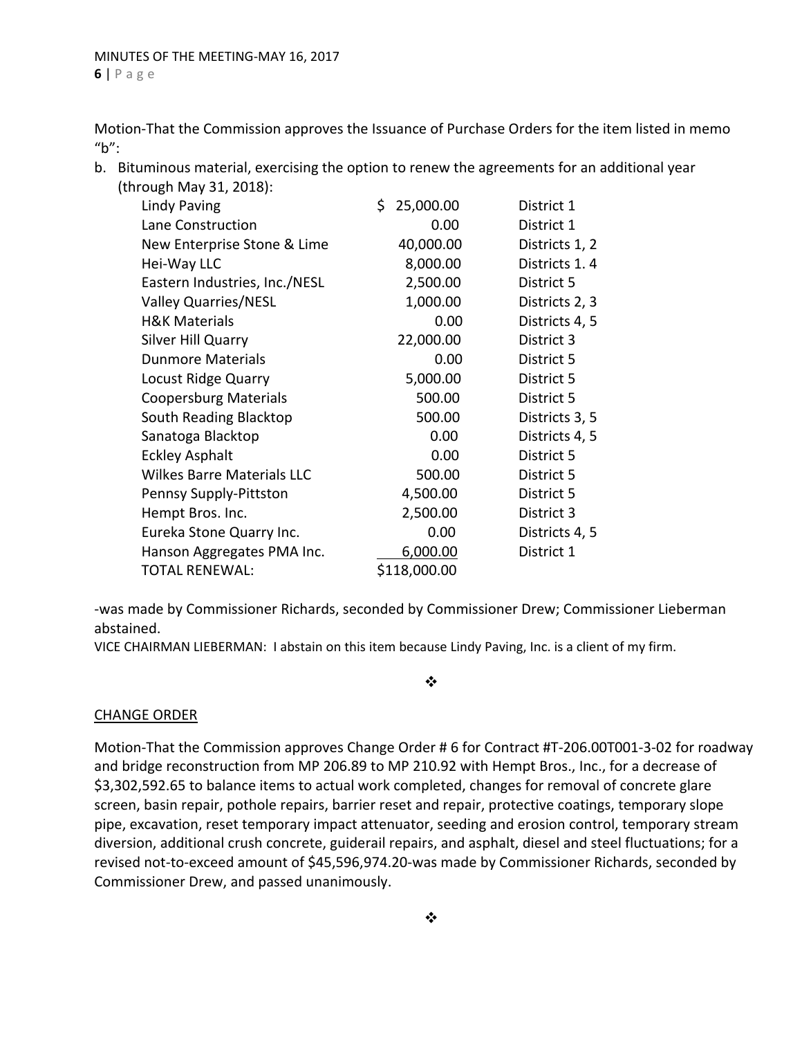Motion-That the Commission approves the Issuance of Purchase Orders for the item listed in memo "b":

b. Bituminous material, exercising the option to renew the agreements for an additional year (through May 31, 2018):

| | | |
|---|---|---|
| Lindy Paving | $ 25,000.00 | District 1 |
| Lane Construction | 0.00 | District 1 |
| New Enterprise Stone & Lime | 40,000.00 | Districts 1, 2 |
| Hei-Way LLC | 8,000.00 | Districts 1. 4 |
| Eastern Industries, Inc./NESL | 2,500.00 | District 5 |
| Valley Quarries/NESL | 1,000.00 | Districts 2, 3 |
| H&K Materials | 0.00 | Districts 4, 5 |
| Silver Hill Quarry | 22,000.00 | District 3 |
| Dunmore Materials | 0.00 | District 5 |
| Locust Ridge Quarry | 5,000.00 | District 5 |
| Coopersburg Materials | 500.00 | District 5 |
| South Reading Blacktop | 500.00 | Districts 3, 5 |
| Sanatoga Blacktop | 0.00 | Districts 4, 5 |
| Eckley Asphalt | 0.00 | District 5 |
| Wilkes Barre Materials LLC | 500.00 | District 5 |
| Pennsy Supply-Pittston | 4,500.00 | District 5 |
| Hempt Bros. Inc. | 2,500.00 | District 3 |
| Eureka Stone Quarry Inc. | 0.00 | Districts 4, 5 |
| Hanson Aggregates PMA Inc. | 6,000.00 | District 1 |
| TOTAL RENEWAL: | $118,000.00 | |

-was made by Commissioner Richards, seconded by Commissioner Drew; Commissioner Lieberman abstained.

VICE CHAIRMAN LIEBERMAN: I abstain on this item because Lindy Paving, Inc. is a client of my firm.

❖

CHANGE ORDER

Motion-That the Commission approves Change Order # 6 for Contract #T-206.00T001-3-02 for roadway and bridge reconstruction from MP 206.89 to MP 210.92 with Hempt Bros., Inc., for a decrease of $3,302,592.65 to balance items to actual work completed, changes for removal of concrete glare screen, basin repair, pothole repairs, barrier reset and repair, protective coatings, temporary slope pipe, excavation, reset temporary impact attenuator, seeding and erosion control, temporary stream diversion, additional crush concrete, guiderail repairs, and asphalt, diesel and steel fluctuations; for a revised not-to-exceed amount of $45,596,974.20-was made by Commissioner Richards, seconded by Commissioner Drew, and passed unanimously.

❖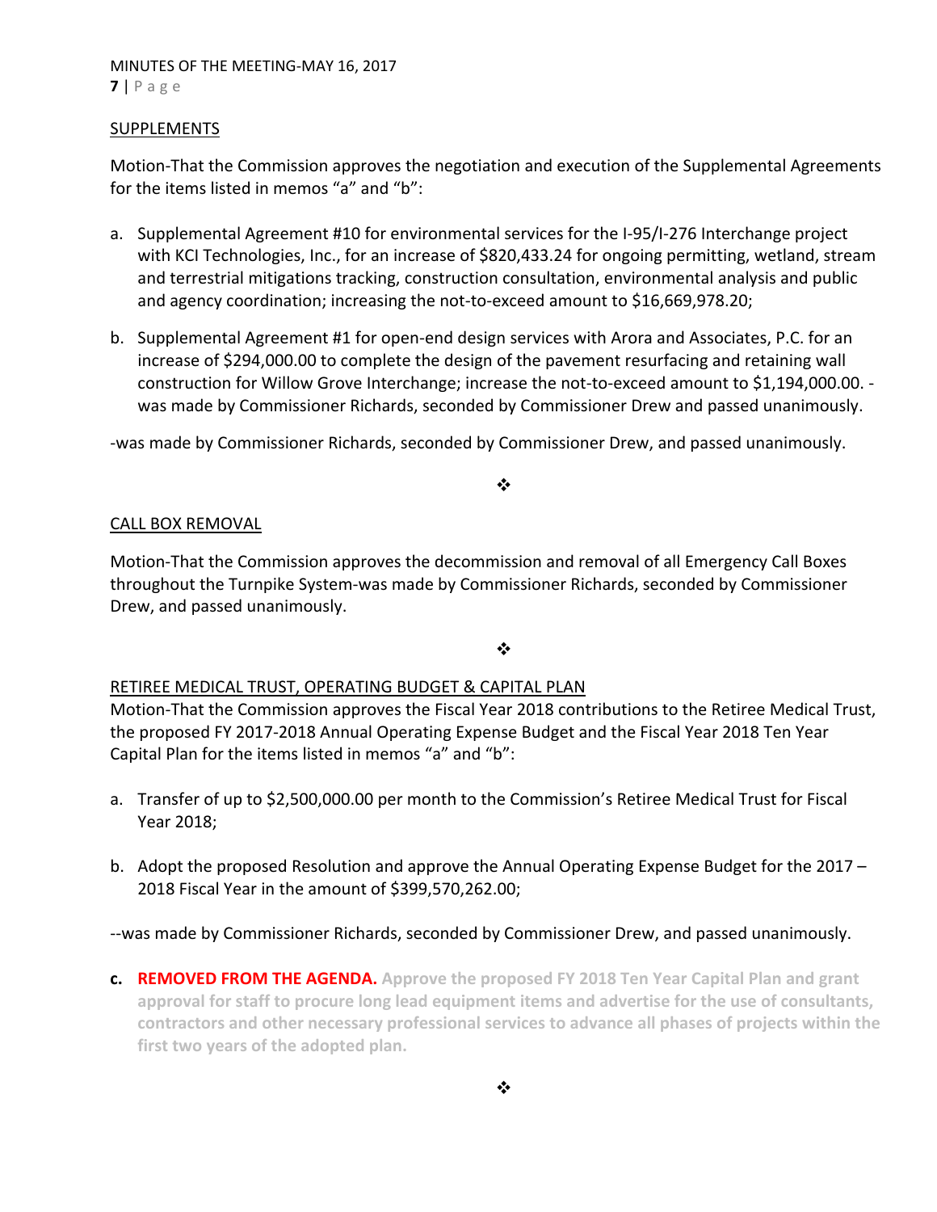SUPPLEMENTS

Motion-That the Commission approves the negotiation and execution of the Supplemental Agreements for the items listed in memos "a" and "b":

a. Supplemental Agreement #10 for environmental services for the I-95/I-276 Interchange project with KCI Technologies, Inc., for an increase of $820,433.24 for ongoing permitting, wetland, stream and terrestrial mitigations tracking, construction consultation, environmental analysis and public and agency coordination; increasing the not-to-exceed amount to $16,669,978.20;

b. Supplemental Agreement #1 for open-end design services with Arora and Associates, P.C. for an increase of $294,000.00 to complete the design of the pavement resurfacing and retaining wall construction for Willow Grove Interchange; increase the not-to-exceed amount to $1,194,000.00. -was made by Commissioner Richards, seconded by Commissioner Drew and passed unanimously.

-was made by Commissioner Richards, seconded by Commissioner Drew, and passed unanimously.

❖

CALL BOX REMOVAL

Motion-That the Commission approves the decommission and removal of all Emergency Call Boxes throughout the Turnpike System-was made by Commissioner Richards, seconded by Commissioner Drew, and passed unanimously.

❖

RETIREE MEDICAL TRUST, OPERATING BUDGET & CAPITAL PLAN

Motion-That the Commission approves the Fiscal Year 2018 contributions to the Retiree Medical Trust, the proposed FY 2017-2018 Annual Operating Expense Budget and the Fiscal Year 2018 Ten Year Capital Plan for the items listed in memos "a" and "b":

a. Transfer of up to $2,500,000.00 per month to the Commission's Retiree Medical Trust for Fiscal Year 2018;

b. Adopt the proposed Resolution and approve the Annual Operating Expense Budget for the 2017 – 2018 Fiscal Year in the amount of $399,570,262.00;

--was made by Commissioner Richards, seconded by Commissioner Drew, and passed unanimously.

**c. REMOVED FROM THE AGENDA. Approve the proposed FY 2018 Ten Year Capital Plan and grant approval for staff to procure long lead equipment items and advertise for the use of consultants, contractors and other necessary professional services to advance all phases of projects within the first two years of the adopted plan.**

❖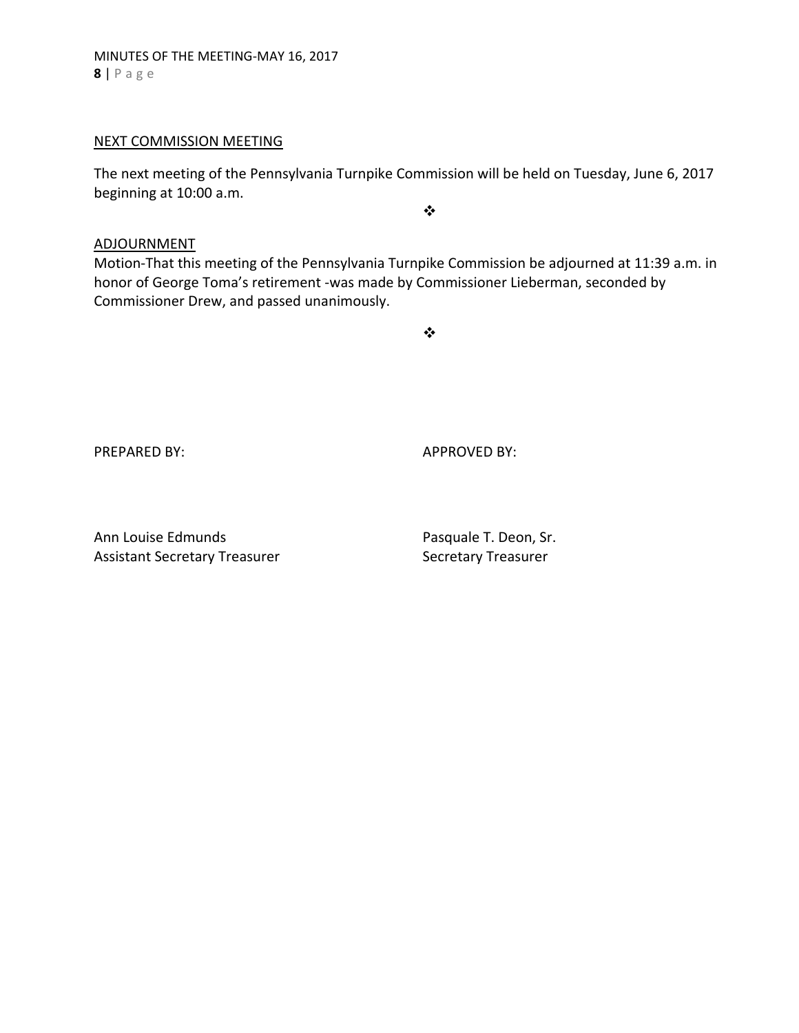NEXT COMMISSION MEETING

The next meeting of the Pennsylvania Turnpike Commission will be held on Tuesday, June 6, 2017 beginning at 10:00 a.m.

❖

ADJOURNMENT

Motion-That this meeting of the Pennsylvania Turnpike Commission be adjourned at 11:39 a.m. in honor of George Toma's retirement -was made by Commissioner Lieberman, seconded by Commissioner Drew, and passed unanimously.

❖

PREPARED BY:

Ann Louise Edmunds
Assistant Secretary Treasurer

APPROVED BY:

Pasquale T. Deon, Sr.
Secretary Treasurer